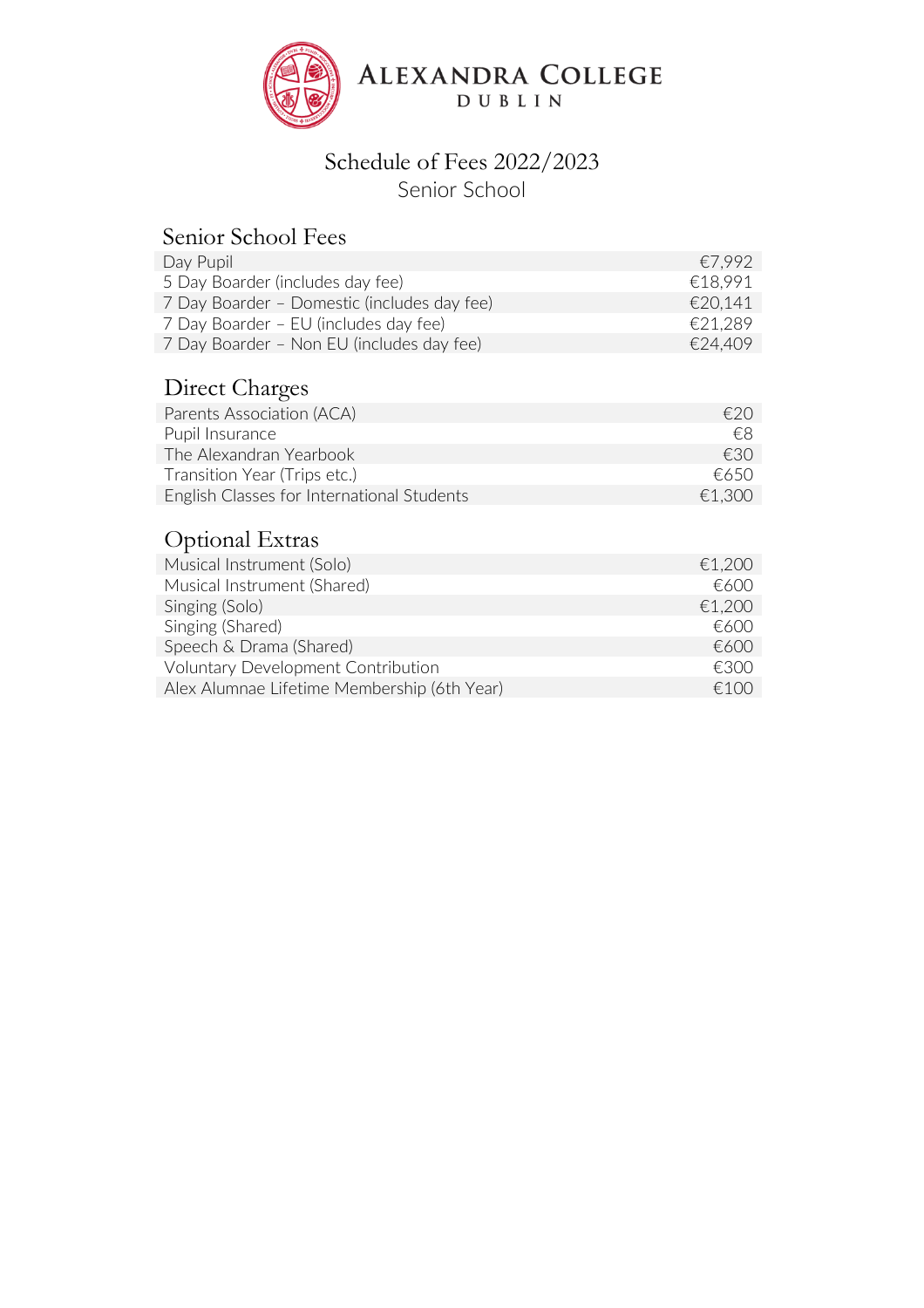# Alexandra College Dublin

## Schedule of Fees 2022/2023

### Senior School

## Senior School Fees

| | |
|---|---|
| Day Pupil | €7,992 |
| 5 Day Boarder (includes day fee) | €18,991 |
| 7 Day Boarder – Domestic (includes day fee) | €20,141 |
| 7 Day Boarder – EU (includes day fee) | €21,289 |
| 7 Day Boarder – Non EU (includes day fee) | €24,409 |

## Direct Charges

| | |
|---|---|
| Parents Association (ACA) | €20 |
| Pupil Insurance | €8 |
| The Alexandran Yearbook | €30 |
| Transition Year (Trips etc.) | €650 |
| English Classes for International Students | €1,300 |

## Optional Extras

| | |
|---|---|
| Musical Instrument (Solo) | €1,200 |
| Musical Instrument (Shared) | €600 |
| Singing (Solo) | €1,200 |
| Singing (Shared) | €600 |
| Speech & Drama (Shared) | €600 |
| Voluntary Development Contribution | €300 |
| Alex Alumnae Lifetime Membership (6th Year) | €100 |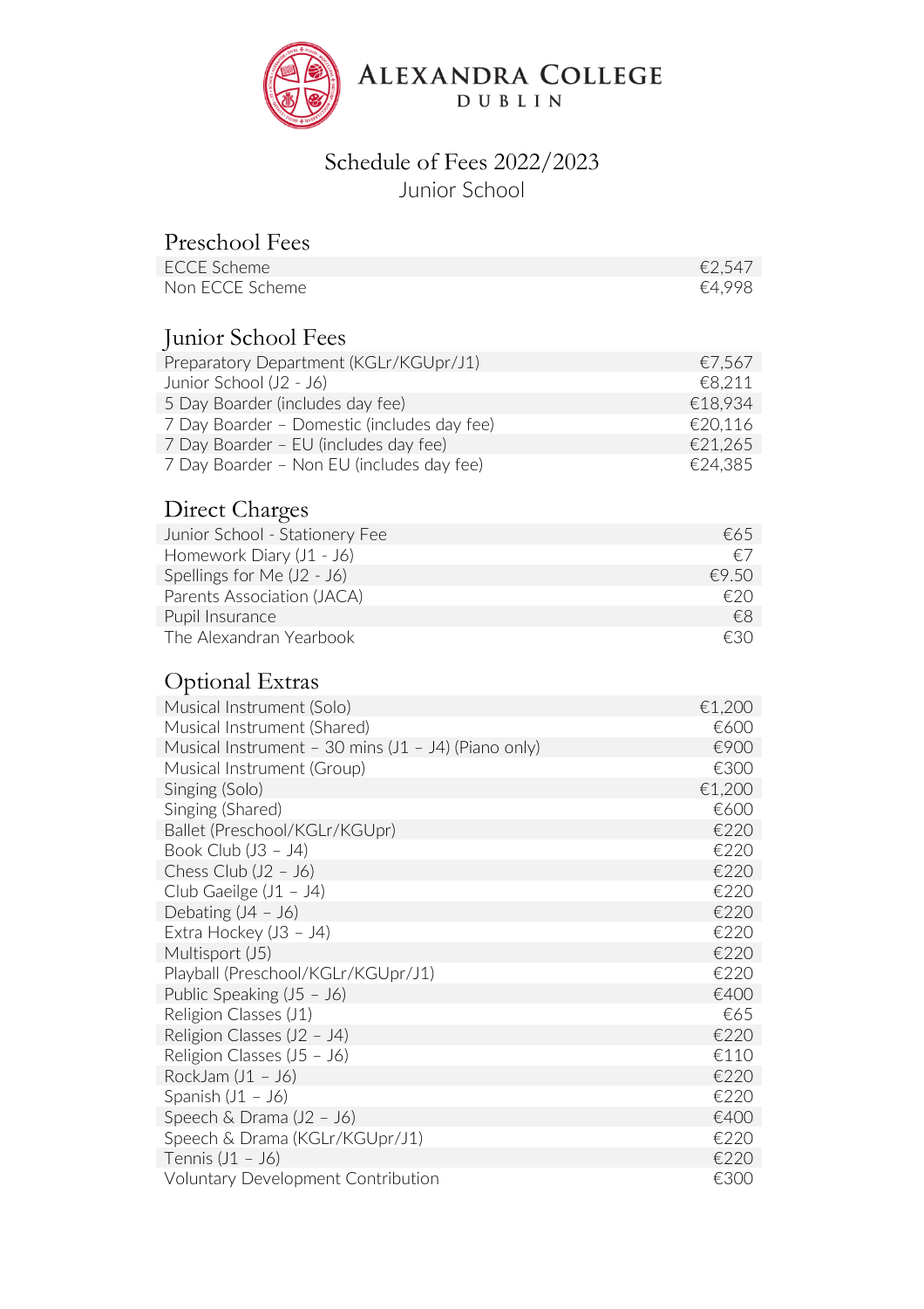# Alexandra College Dublin

## Schedule of Fees 2022/2023
### Junior School

### Preschool Fees

| | |
|---|---|
| ECCE Scheme | €2,547 |
| Non ECCE Scheme | €4,998 |

### Junior School Fees

| | |
|---|---|
| Preparatory Department (KGLr/KGUpr/J1) | €7,567 |
| Junior School (J2 - J6) | €8,211 |
| 5 Day Boarder (includes day fee) | €18,934 |
| 7 Day Boarder – Domestic (includes day fee) | €20,116 |
| 7 Day Boarder – EU (includes day fee) | €21,265 |
| 7 Day Boarder – Non EU (includes day fee) | €24,385 |

### Direct Charges

| | |
|---|---|
| Junior School - Stationery Fee | €65 |
| Homework Diary (J1 - J6) | €7 |
| Spellings for Me (J2 - J6) | €9.50 |
| Parents Association (JACA) | €20 |
| Pupil Insurance | €8 |
| The Alexandran Yearbook | €30 |

### Optional Extras

| | |
|---|---|
| Musical Instrument (Solo) | €1,200 |
| Musical Instrument (Shared) | €600 |
| Musical Instrument – 30 mins (J1 – J4) (Piano only) | €900 |
| Musical Instrument (Group) | €300 |
| Singing (Solo) | €1,200 |
| Singing (Shared) | €600 |
| Ballet (Preschool/KGLr/KGUpr) | €220 |
| Book Club (J3 – J4) | €220 |
| Chess Club (J2 – J6) | €220 |
| Club Gaeilge (J1 – J4) | €220 |
| Debating (J4 – J6) | €220 |
| Extra Hockey (J3 – J4) | €220 |
| Multisport (J5) | €220 |
| Playball (Preschool/KGLr/KGUpr/J1) | €220 |
| Public Speaking (J5 – J6) | €400 |
| Religion Classes (J1) | €65 |
| Religion Classes (J2 – J4) | €220 |
| Religion Classes (J5 – J6) | €110 |
| RockJam (J1 – J6) | €220 |
| Spanish (J1 – J6) | €220 |
| Speech & Drama (J2 – J6) | €400 |
| Speech & Drama (KGLr/KGUpr/J1) | €220 |
| Tennis (J1 – J6) | €220 |
| Voluntary Development Contribution | €300 |